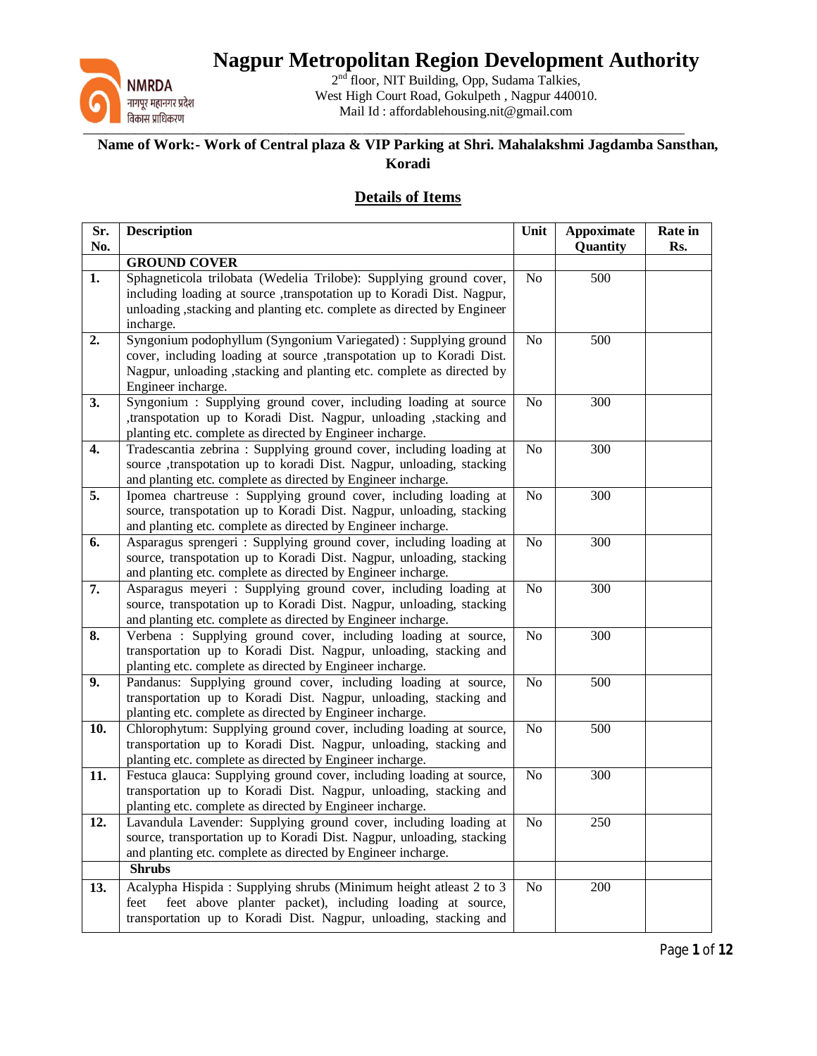# Nagpur Metropolitan Region Development Authority

NMRDA
नागपूर महानगर प्रदेश
विकास प्राधिकरण

2nd floor, NIT Building, Opp, Sudama Talkies,
West High Court Road, Gokulpeth , Nagpur 440010.
Mail Id : affordablehousing.nit@gmail.com

**Name of Work:- Work of Central plaza & VIP Parking at Shri. Mahalakshmi Jagdamba Sansthan, Koradi**

## Details of Items

| Sr. No. | Description | Unit | Appoximate Quantity | Rate in Rs. |
|---|---|---|---|---|
| | **GROUND COVER** | | | |
| **1.** | Sphagneticola trilobata (Wedelia Trilobe): Supplying ground cover, including loading at source ,transpotation up to Koradi Dist. Nagpur, unloading ,stacking and planting etc. complete as directed by Engineer incharge. | No | 500 | |
| **2.** | Syngonium podophyllum (Syngonium Variegated) : Supplying ground cover, including loading at source ,transpotation up to Koradi Dist. Nagpur, unloading ,stacking and planting etc. complete as directed by Engineer incharge. | No | 500 | |
| **3.** | Syngonium : Supplying ground cover, including loading at source ,transpotation up to Koradi Dist. Nagpur, unloading ,stacking and planting etc. complete as directed by Engineer incharge. | No | 300 | |
| **4.** | Tradescantia zebrina : Supplying ground cover, including loading at source ,transpotation up to koradi Dist. Nagpur, unloading, stacking and planting etc. complete as directed by Engineer incharge. | No | 300 | |
| **5.** | Ipomea chartreuse : Supplying ground cover, including loading at source, transpotation up to Koradi Dist. Nagpur, unloading, stacking and planting etc. complete as directed by Engineer incharge. | No | 300 | |
| **6.** | Asparagus sprengeri : Supplying ground cover, including loading at source, transpotation up to Koradi Dist. Nagpur, unloading, stacking and planting etc. complete as directed by Engineer incharge. | No | 300 | |
| **7.** | Asparagus meyeri : Supplying ground cover, including loading at source, transpotation up to Koradi Dist. Nagpur, unloading, stacking and planting etc. complete as directed by Engineer incharge. | No | 300 | |
| **8.** | Verbena : Supplying ground cover, including loading at source, transportation up to Koradi Dist. Nagpur, unloading, stacking and planting etc. complete as directed by Engineer incharge. | No | 300 | |
| **9.** | Pandanus: Supplying ground cover, including loading at source, transportation up to Koradi Dist. Nagpur, unloading, stacking and planting etc. complete as directed by Engineer incharge. | No | 500 | |
| **10.** | Chlorophytum: Supplying ground cover, including loading at source, transportation up to Koradi Dist. Nagpur, unloading, stacking and planting etc. complete as directed by Engineer incharge. | No | 500 | |
| **11.** | Festuca glauca: Supplying ground cover, including loading at source, transportation up to Koradi Dist. Nagpur, unloading, stacking and planting etc. complete as directed by Engineer incharge. | No | 300 | |
| **12.** | Lavandula Lavender: Supplying ground cover, including loading at source, transportation up to Koradi Dist. Nagpur, unloading, stacking and planting etc. complete as directed by Engineer incharge. | No | 250 | |
| | **Shrubs** | | | |
| **13.** | Acalypha Hispida : Supplying shrubs (Minimum height atleast 2 to 3 feet feet above planter packet), including loading at source, transportation up to Koradi Dist. Nagpur, unloading, stacking and | No | 200 | |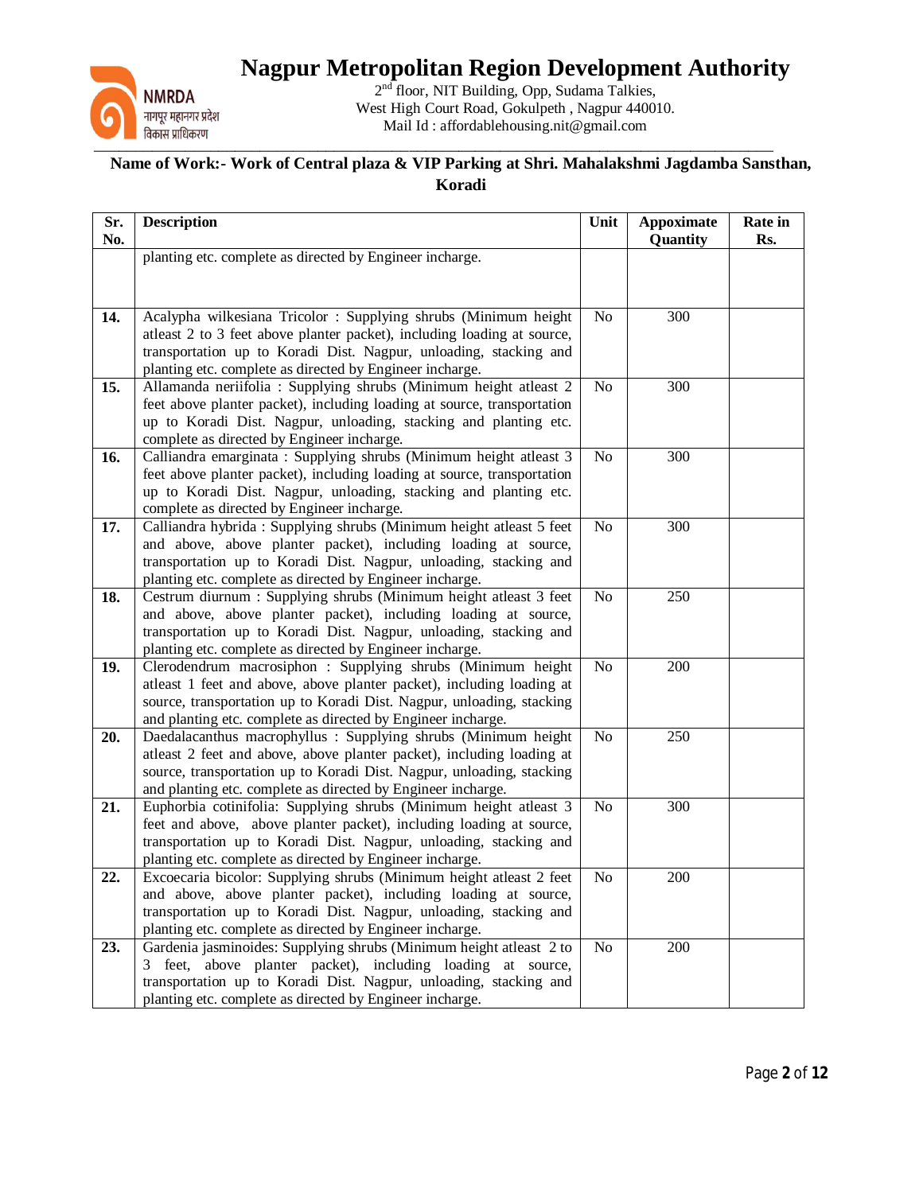# Nagpur Metropolitan Region Development Authority

2nd floor, NIT Building, Opp, Sudama Talkies,
West High Court Road, Gokulpeth , Nagpur 440010.
Mail Id : affordablehousing.nit@gmail.com

**Name of Work:- Work of Central plaza & VIP Parking at Shri. Mahalakshmi Jagdamba Sansthan, Koradi**

| Sr. No. | Description | Unit | Appoximate Quantity | Rate in Rs. |
|---|---|---|---|---|
| | planting etc. complete as directed by Engineer incharge. | | | |
| **14.** | Acalypha wilkesiana Tricolor : Supplying shrubs (Minimum height atleast 2 to 3 feet above planter packet), including loading at source, transportation up to Koradi Dist. Nagpur, unloading, stacking and planting etc. complete as directed by Engineer incharge. | No | 300 | |
| **15.** | Allamanda neriifolia : Supplying shrubs (Minimum height atleast 2 feet above planter packet), including loading at source, transportation up to Koradi Dist. Nagpur, unloading, stacking and planting etc. complete as directed by Engineer incharge. | No | 300 | |
| **16.** | Calliandra emarginata : Supplying shrubs (Minimum height atleast 3 feet above planter packet), including loading at source, transportation up to Koradi Dist. Nagpur, unloading, stacking and planting etc. complete as directed by Engineer incharge. | No | 300 | |
| **17.** | Calliandra hybrida : Supplying shrubs (Minimum height atleast 5 feet and above, above planter packet), including loading at source, transportation up to Koradi Dist. Nagpur, unloading, stacking and planting etc. complete as directed by Engineer incharge. | No | 300 | |
| **18.** | Cestrum diurnum : Supplying shrubs (Minimum height atleast 3 feet and above, above planter packet), including loading at source, transportation up to Koradi Dist. Nagpur, unloading, stacking and planting etc. complete as directed by Engineer incharge. | No | 250 | |
| **19.** | Clerodendrum macrosiphon : Supplying shrubs (Minimum height atleast 1 feet and above, above planter packet), including loading at source, transportation up to Koradi Dist. Nagpur, unloading, stacking and planting etc. complete as directed by Engineer incharge. | No | 200 | |
| **20.** | Daedalacanthus macrophyllus : Supplying shrubs (Minimum height atleast 2 feet and above, above planter packet), including loading at source, transportation up to Koradi Dist. Nagpur, unloading, stacking and planting etc. complete as directed by Engineer incharge. | No | 250 | |
| **21.** | Euphorbia cotinifolia: Supplying shrubs (Minimum height atleast 3 feet and above, above planter packet), including loading at source, transportation up to Koradi Dist. Nagpur, unloading, stacking and planting etc. complete as directed by Engineer incharge. | No | 300 | |
| **22.** | Excoecaria bicolor: Supplying shrubs (Minimum height atleast 2 feet and above, above planter packet), including loading at source, transportation up to Koradi Dist. Nagpur, unloading, stacking and planting etc. complete as directed by Engineer incharge. | No | 200 | |
| **23.** | Gardenia jasminoides: Supplying shrubs (Minimum height atleast 2 to 3 feet, above planter packet), including loading at source, transportation up to Koradi Dist. Nagpur, unloading, stacking and planting etc. complete as directed by Engineer incharge. | No | 200 | |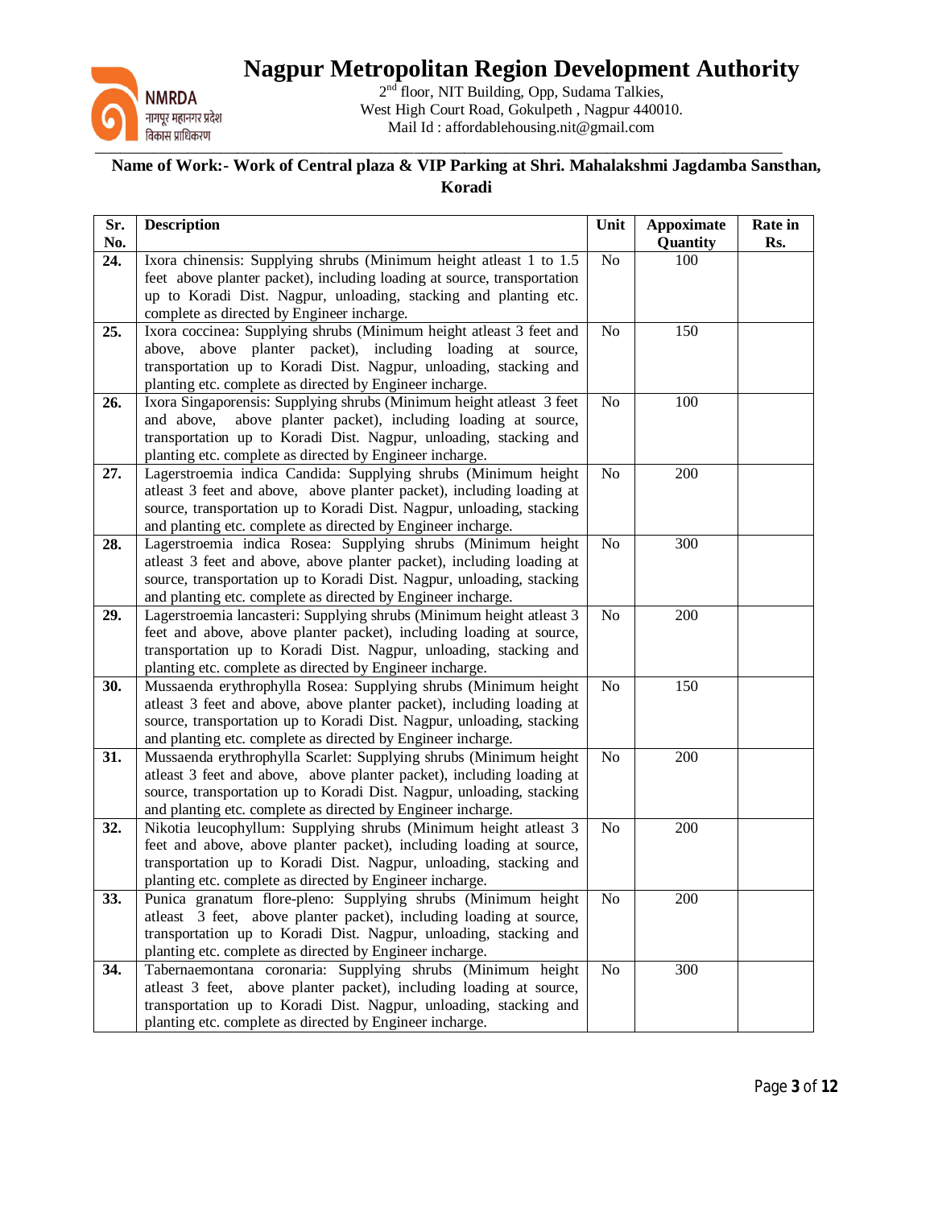# Nagpur Metropolitan Region Development Authority

2nd floor, NIT Building, Opp, Sudama Talkies,
West High Court Road, Gokulpeth , Nagpur 440010.
Mail Id : affordablehousing.nit@gmail.com

**Name of Work:- Work of Central plaza & VIP Parking at Shri. Mahalakshmi Jagdamba Sansthan, Koradi**

| Sr. No. | Description | Unit | Appoximate Quantity | Rate in Rs. |
|---|---|---|---|---|
| **24.** | Ixora chinensis: Supplying shrubs (Minimum height atleast 1 to 1.5 feet above planter packet), including loading at source, transportation up to Koradi Dist. Nagpur, unloading, stacking and planting etc. complete as directed by Engineer incharge. | No | 100 | |
| **25.** | Ixora coccinea: Supplying shrubs (Minimum height atleast 3 feet and above, above planter packet), including loading at source, transportation up to Koradi Dist. Nagpur, unloading, stacking and planting etc. complete as directed by Engineer incharge. | No | 150 | |
| **26.** | Ixora Singaporensis: Supplying shrubs (Minimum height atleast 3 feet and above, above planter packet), including loading at source, transportation up to Koradi Dist. Nagpur, unloading, stacking and planting etc. complete as directed by Engineer incharge. | No | 100 | |
| **27.** | Lagerstroemia indica Candida: Supplying shrubs (Minimum height atleast 3 feet and above, above planter packet), including loading at source, transportation up to Koradi Dist. Nagpur, unloading, stacking and planting etc. complete as directed by Engineer incharge. | No | 200 | |
| **28.** | Lagerstroemia indica Rosea: Supplying shrubs (Minimum height atleast 3 feet and above, above planter packet), including loading at source, transportation up to Koradi Dist. Nagpur, unloading, stacking and planting etc. complete as directed by Engineer incharge. | No | 300 | |
| **29.** | Lagerstroemia lancasteri: Supplying shrubs (Minimum height atleast 3 feet and above, above planter packet), including loading at source, transportation up to Koradi Dist. Nagpur, unloading, stacking and planting etc. complete as directed by Engineer incharge. | No | 200 | |
| **30.** | Mussaenda erythrophylla Rosea: Supplying shrubs (Minimum height atleast 3 feet and above, above planter packet), including loading at source, transportation up to Koradi Dist. Nagpur, unloading, stacking and planting etc. complete as directed by Engineer incharge. | No | 150 | |
| **31.** | Mussaenda erythrophylla Scarlet: Supplying shrubs (Minimum height atleast 3 feet and above, above planter packet), including loading at source, transportation up to Koradi Dist. Nagpur, unloading, stacking and planting etc. complete as directed by Engineer incharge. | No | 200 | |
| **32.** | Nikotia leucophyllum: Supplying shrubs (Minimum height atleast 3 feet and above, above planter packet), including loading at source, transportation up to Koradi Dist. Nagpur, unloading, stacking and planting etc. complete as directed by Engineer incharge. | No | 200 | |
| **33.** | Punica granatum flore-pleno: Supplying shrubs (Minimum height atleast 3 feet, above planter packet), including loading at source, transportation up to Koradi Dist. Nagpur, unloading, stacking and planting etc. complete as directed by Engineer incharge. | No | 200 | |
| **34.** | Tabernaemontana coronaria: Supplying shrubs (Minimum height atleast 3 feet, above planter packet), including loading at source, transportation up to Koradi Dist. Nagpur, unloading, stacking and planting etc. complete as directed by Engineer incharge. | No | 300 | |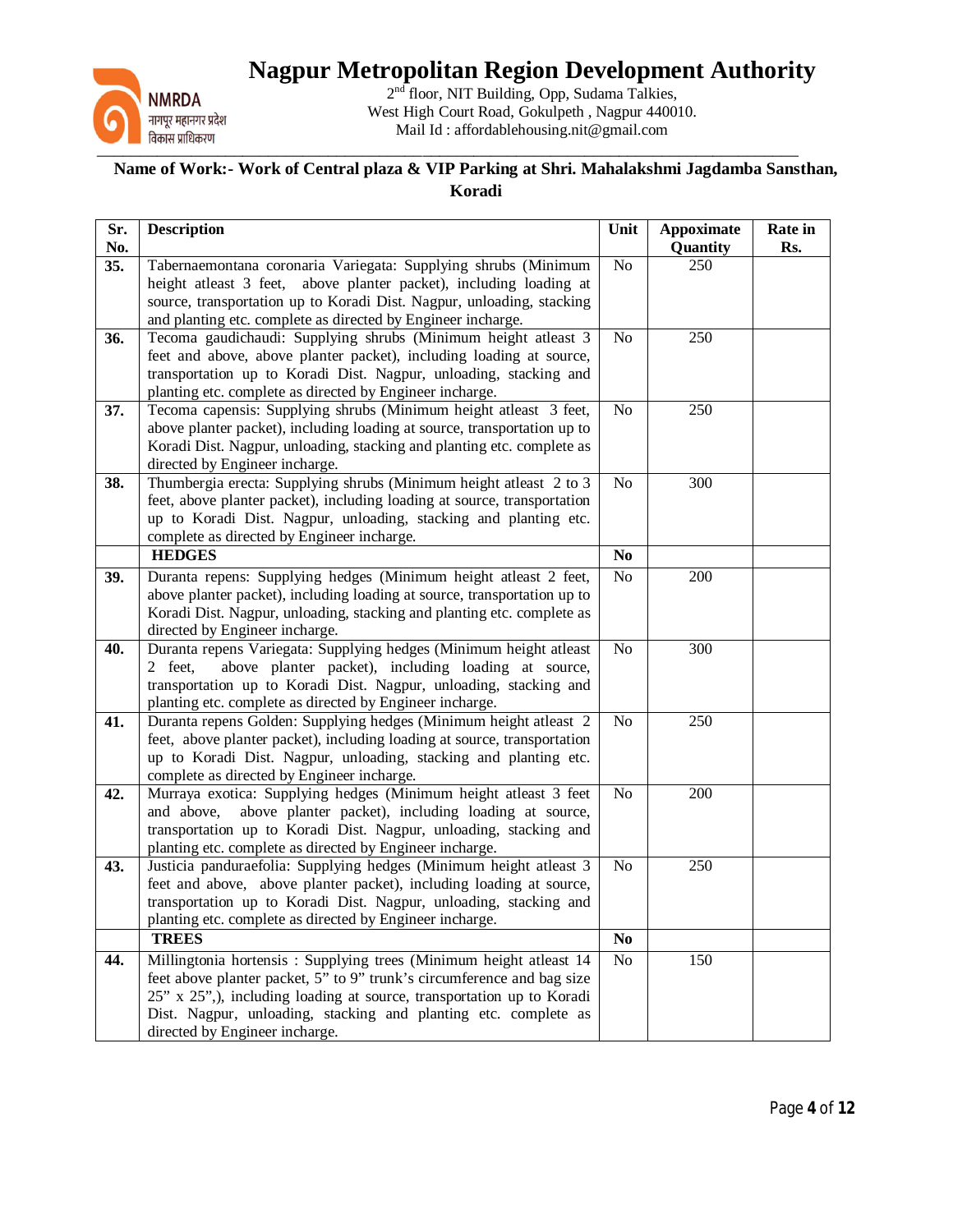# Nagpur Metropolitan Region Development Authority

NMRDA
नागपूर महानगर प्रदेश
विकास प्राधिकरण

2nd floor, NIT Building, Opp, Sudama Talkies,
West High Court Road, Gokulpeth , Nagpur 440010.
Mail Id : affordablehousing.nit@gmail.com

**Name of Work:- Work of Central plaza & VIP Parking at Shri. Mahalakshmi Jagdamba Sansthan, Koradi**

| Sr. No. | Description | Unit | Appoximate Quantity | Rate in Rs. |
|---|---|---|---|---|
| **35.** | Tabernaemontana coronaria Variegata: Supplying shrubs (Minimum height atleast 3 feet, above planter packet), including loading at source, transportation up to Koradi Dist. Nagpur, unloading, stacking and planting etc. complete as directed by Engineer incharge. | No | 250 | |
| **36.** | Tecoma gaudichaudi: Supplying shrubs (Minimum height atleast 3 feet and above, above planter packet), including loading at source, transportation up to Koradi Dist. Nagpur, unloading, stacking and planting etc. complete as directed by Engineer incharge. | No | 250 | |
| **37.** | Tecoma capensis: Supplying shrubs (Minimum height atleast 3 feet, above planter packet), including loading at source, transportation up to Koradi Dist. Nagpur, unloading, stacking and planting etc. complete as directed by Engineer incharge. | No | 250 | |
| **38.** | Thumbergia erecta: Supplying shrubs (Minimum height atleast 2 to 3 feet, above planter packet), including loading at source, transportation up to Koradi Dist. Nagpur, unloading, stacking and planting etc. complete as directed by Engineer incharge. | No | 300 | |
| | **HEDGES** | **No** | | |
| **39.** | Duranta repens: Supplying hedges (Minimum height atleast 2 feet, above planter packet), including loading at source, transportation up to Koradi Dist. Nagpur, unloading, stacking and planting etc. complete as directed by Engineer incharge. | No | 200 | |
| **40.** | Duranta repens Variegata: Supplying hedges (Minimum height atleast 2 feet, above planter packet), including loading at source, transportation up to Koradi Dist. Nagpur, unloading, stacking and planting etc. complete as directed by Engineer incharge. | No | 300 | |
| **41.** | Duranta repens Golden: Supplying hedges (Minimum height atleast 2 feet, above planter packet), including loading at source, transportation up to Koradi Dist. Nagpur, unloading, stacking and planting etc. complete as directed by Engineer incharge. | No | 250 | |
| **42.** | Murraya exotica: Supplying hedges (Minimum height atleast 3 feet and above, above planter packet), including loading at source, transportation up to Koradi Dist. Nagpur, unloading, stacking and planting etc. complete as directed by Engineer incharge. | No | 200 | |
| **43.** | Justicia panduraefolia: Supplying hedges (Minimum height atleast 3 feet and above, above planter packet), including loading at source, transportation up to Koradi Dist. Nagpur, unloading, stacking and planting etc. complete as directed by Engineer incharge. | No | 250 | |
| | **TREES** | **No** | | |
| **44.** | Millingtonia hortensis : Supplying trees (Minimum height atleast 14 feet above planter packet, 5" to 9" trunk's circumference and bag size 25" x 25",), including loading at source, transportation up to Koradi Dist. Nagpur, unloading, stacking and planting etc. complete as directed by Engineer incharge. | No | 150 | |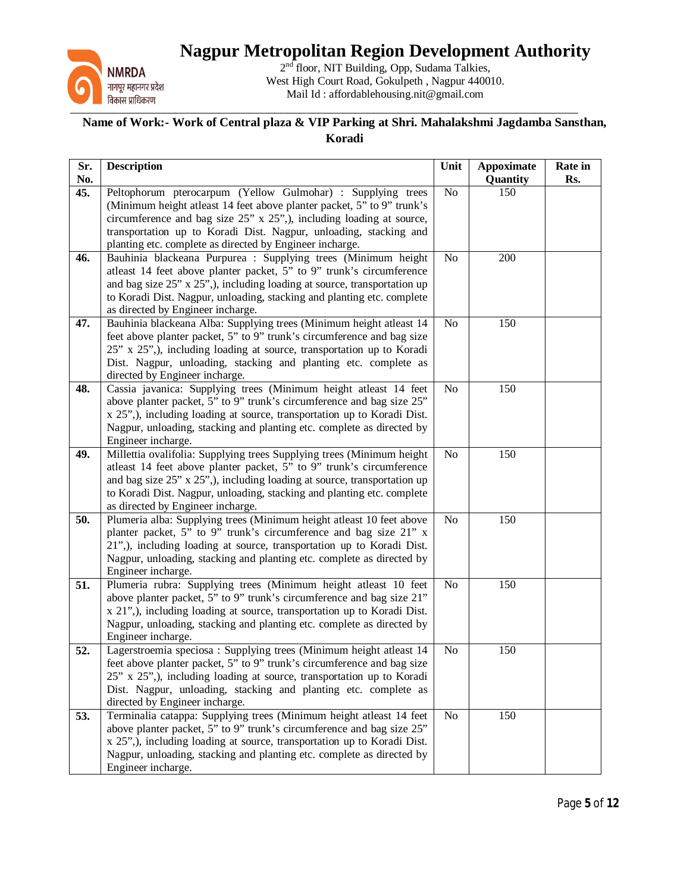# Nagpur Metropolitan Region Development Authority

2nd floor, NIT Building, Opp, Sudama Talkies,
West High Court Road, Gokulpeth , Nagpur 440010.
Mail Id : affordablehousing.nit@gmail.com

**Name of Work:- Work of Central plaza & VIP Parking at Shri. Mahalakshmi Jagdamba Sansthan, Koradi**

| Sr. No. | Description | Unit | Appoximate Quantity | Rate in Rs. |
|---|---|---|---|---|
| **45.** | Peltophorum pterocarpum (Yellow Gulmohar) : Supplying trees (Minimum height atleast 14 feet above planter packet, 5" to 9" trunk's circumference and bag size 25" x 25",), including loading at source, transportation up to Koradi Dist. Nagpur, unloading, stacking and planting etc. complete as directed by Engineer incharge. | No | 150 | |
| **46.** | Bauhinia blackeana Purpurea : Supplying trees (Minimum height atleast 14 feet above planter packet, 5" to 9" trunk's circumference and bag size 25" x 25",), including loading at source, transportation up to Koradi Dist. Nagpur, unloading, stacking and planting etc. complete as directed by Engineer incharge. | No | 200 | |
| **47.** | Bauhinia blackeana Alba: Supplying trees (Minimum height atleast 14 feet above planter packet, 5" to 9" trunk's circumference and bag size 25" x 25",), including loading at source, transportation up to Koradi Dist. Nagpur, unloading, stacking and planting etc. complete as directed by Engineer incharge. | No | 150 | |
| **48.** | Cassia javanica: Supplying trees (Minimum height atleast 14 feet above planter packet, 5" to 9" trunk's circumference and bag size 25" x 25",), including loading at source, transportation up to Koradi Dist. Nagpur, unloading, stacking and planting etc. complete as directed by Engineer incharge. | No | 150 | |
| **49.** | Millettia ovalifolia: Supplying trees Supplying trees (Minimum height atleast 14 feet above planter packet, 5" to 9" trunk's circumference and bag size 25" x 25",), including loading at source, transportation up to Koradi Dist. Nagpur, unloading, stacking and planting etc. complete as directed by Engineer incharge. | No | 150 | |
| **50.** | Plumeria alba: Supplying trees (Minimum height atleast 10 feet above planter packet, 5" to 9" trunk's circumference and bag size 21" x 21",), including loading at source, transportation up to Koradi Dist. Nagpur, unloading, stacking and planting etc. complete as directed by Engineer incharge. | No | 150 | |
| **51.** | Plumeria rubra: Supplying trees (Minimum height atleast 10 feet above planter packet, 5" to 9" trunk's circumference and bag size 21" x 21",), including loading at source, transportation up to Koradi Dist. Nagpur, unloading, stacking and planting etc. complete as directed by Engineer incharge. | No | 150 | |
| **52.** | Lagerstroemia speciosa : Supplying trees (Minimum height atleast 14 feet above planter packet, 5" to 9" trunk's circumference and bag size 25" x 25",), including loading at source, transportation up to Koradi Dist. Nagpur, unloading, stacking and planting etc. complete as directed by Engineer incharge. | No | 150 | |
| **53.** | Terminalia catappa: Supplying trees (Minimum height atleast 14 feet above planter packet, 5" to 9" trunk's circumference and bag size 25" x 25",), including loading at source, transportation up to Koradi Dist. Nagpur, unloading, stacking and planting etc. complete as directed by Engineer incharge. | No | 150 | |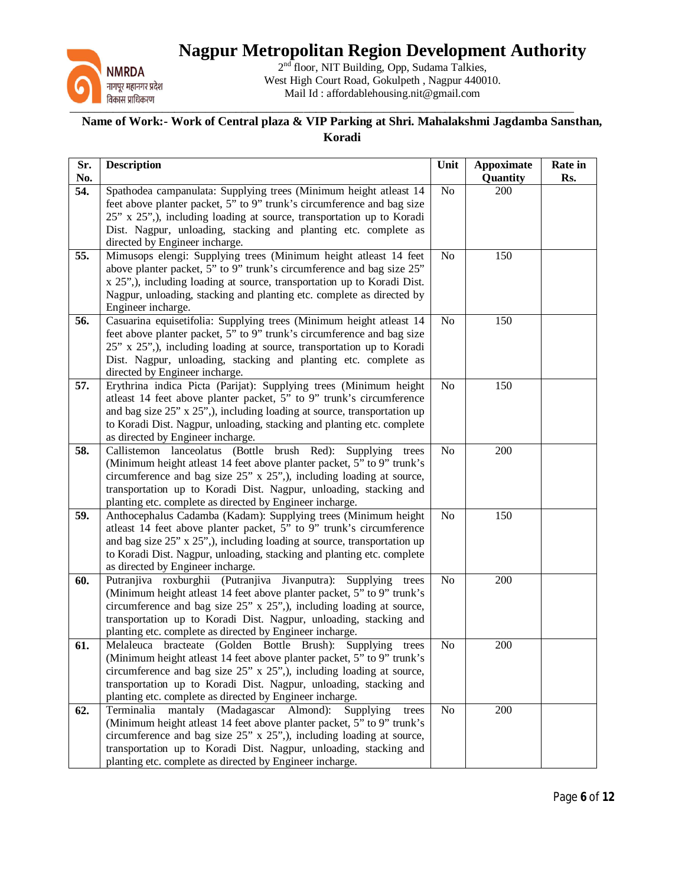# Nagpur Metropolitan Region Development Authority

2nd floor, NIT Building, Opp, Sudama Talkies,
West High Court Road, Gokulpeth , Nagpur 440010.
Mail Id : affordablehousing.nit@gmail.com

**Name of Work:- Work of Central plaza & VIP Parking at Shri. Mahalakshmi Jagdamba Sansthan, Koradi**

| Sr. No. | Description | Unit | Appoximate Quantity | Rate in Rs. |
|---|---|---|---|---|
| **54.** | Spathodea campanulata: Supplying trees (Minimum height atleast 14 feet above planter packet, 5" to 9" trunk's circumference and bag size 25" x 25",), including loading at source, transportation up to Koradi Dist. Nagpur, unloading, stacking and planting etc. complete as directed by Engineer incharge. | No | 200 | |
| **55.** | Mimusops elengi: Supplying trees (Minimum height atleast 14 feet above planter packet, 5" to 9" trunk's circumference and bag size 25" x 25",), including loading at source, transportation up to Koradi Dist. Nagpur, unloading, stacking and planting etc. complete as directed by Engineer incharge. | No | 150 | |
| **56.** | Casuarina equisetifolia: Supplying trees (Minimum height atleast 14 feet above planter packet, 5" to 9" trunk's circumference and bag size 25" x 25",), including loading at source, transportation up to Koradi Dist. Nagpur, unloading, stacking and planting etc. complete as directed by Engineer incharge. | No | 150 | |
| **57.** | Erythrina indica Picta (Parijat): Supplying trees (Minimum height atleast 14 feet above planter packet, 5" to 9" trunk's circumference and bag size 25" x 25",), including loading at source, transportation up to Koradi Dist. Nagpur, unloading, stacking and planting etc. complete as directed by Engineer incharge. | No | 150 | |
| **58.** | Callistemon lanceolatus (Bottle brush Red): Supplying trees (Minimum height atleast 14 feet above planter packet, 5" to 9" trunk's circumference and bag size 25" x 25",), including loading at source, transportation up to Koradi Dist. Nagpur, unloading, stacking and planting etc. complete as directed by Engineer incharge. | No | 200 | |
| **59.** | Anthocephalus Cadamba (Kadam): Supplying trees (Minimum height atleast 14 feet above planter packet, 5" to 9" trunk's circumference and bag size 25" x 25",), including loading at source, transportation up to Koradi Dist. Nagpur, unloading, stacking and planting etc. complete as directed by Engineer incharge. | No | 150 | |
| **60.** | Putranjiva roxburghii (Putranjiva Jivanputra): Supplying trees (Minimum height atleast 14 feet above planter packet, 5" to 9" trunk's circumference and bag size 25" x 25",), including loading at source, transportation up to Koradi Dist. Nagpur, unloading, stacking and planting etc. complete as directed by Engineer incharge. | No | 200 | |
| **61.** | Melaleuca bracteate (Golden Bottle Brush): Supplying trees (Minimum height atleast 14 feet above planter packet, 5" to 9" trunk's circumference and bag size 25" x 25",), including loading at source, transportation up to Koradi Dist. Nagpur, unloading, stacking and planting etc. complete as directed by Engineer incharge. | No | 200 | |
| **62.** | Terminalia mantaly (Madagascar Almond): Supplying trees (Minimum height atleast 14 feet above planter packet, 5" to 9" trunk's circumference and bag size 25" x 25",), including loading at source, transportation up to Koradi Dist. Nagpur, unloading, stacking and planting etc. complete as directed by Engineer incharge. | No | 200 | |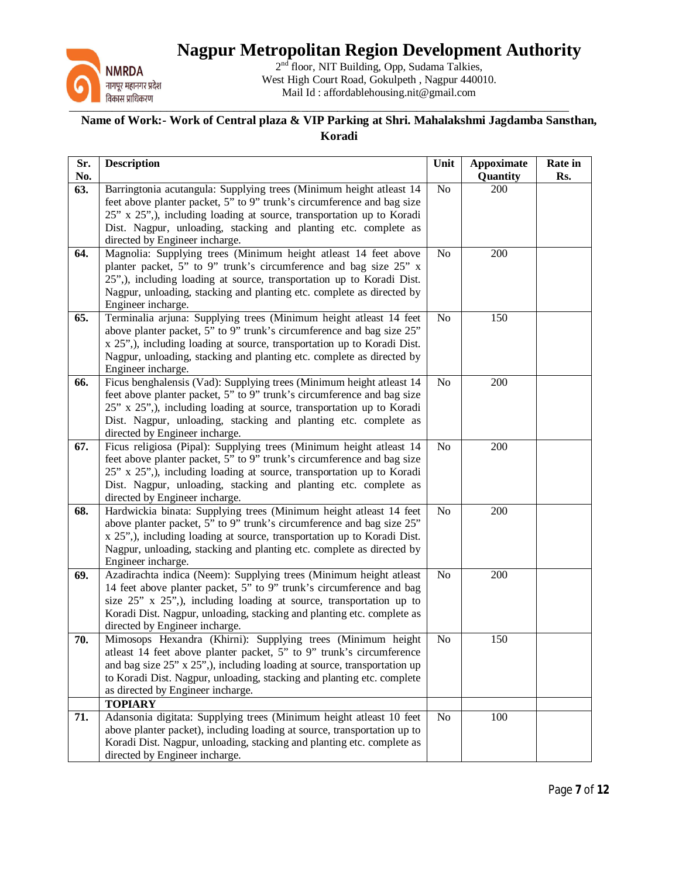# Nagpur Metropolitan Region Development Authority

2nd floor, NIT Building, Opp, Sudama Talkies,
West High Court Road, Gokulpeth , Nagpur 440010.
Mail Id : affordablehousing.nit@gmail.com

**Name of Work:- Work of Central plaza & VIP Parking at Shri. Mahalakshmi Jagdamba Sansthan, Koradi**

| Sr. No. | Description | Unit | Appoximate Quantity | Rate in Rs. |
|---|---|---|---|---|
| **63.** | Barringtonia acutangula: Supplying trees (Minimum height atleast 14 feet above planter packet, 5" to 9" trunk's circumference and bag size 25" x 25",), including loading at source, transportation up to Koradi Dist. Nagpur, unloading, stacking and planting etc. complete as directed by Engineer incharge. | No | 200 | |
| **64.** | Magnolia: Supplying trees (Minimum height atleast 14 feet above planter packet, 5" to 9" trunk's circumference and bag size 25" x 25",), including loading at source, transportation up to Koradi Dist. Nagpur, unloading, stacking and planting etc. complete as directed by Engineer incharge. | No | 200 | |
| **65.** | Terminalia arjuna: Supplying trees (Minimum height atleast 14 feet above planter packet, 5" to 9" trunk's circumference and bag size 25" x 25",), including loading at source, transportation up to Koradi Dist. Nagpur, unloading, stacking and planting etc. complete as directed by Engineer incharge. | No | 150 | |
| **66.** | Ficus benghalensis (Vad): Supplying trees (Minimum height atleast 14 feet above planter packet, 5" to 9" trunk's circumference and bag size 25" x 25",), including loading at source, transportation up to Koradi Dist. Nagpur, unloading, stacking and planting etc. complete as directed by Engineer incharge. | No | 200 | |
| **67.** | Ficus religiosa (Pipal): Supplying trees (Minimum height atleast 14 feet above planter packet, 5" to 9" trunk's circumference and bag size 25" x 25",), including loading at source, transportation up to Koradi Dist. Nagpur, unloading, stacking and planting etc. complete as directed by Engineer incharge. | No | 200 | |
| **68.** | Hardwickia binata: Supplying trees (Minimum height atleast 14 feet above planter packet, 5" to 9" trunk's circumference and bag size 25" x 25",), including loading at source, transportation up to Koradi Dist. Nagpur, unloading, stacking and planting etc. complete as directed by Engineer incharge. | No | 200 | |
| **69.** | Azadirachta indica (Neem): Supplying trees (Minimum height atleast 14 feet above planter packet, 5" to 9" trunk's circumference and bag size 25" x 25",), including loading at source, transportation up to Koradi Dist. Nagpur, unloading, stacking and planting etc. complete as directed by Engineer incharge. | No | 200 | |
| **70.** | Mimosops Hexandra (Khirni): Supplying trees (Minimum height atleast 14 feet above planter packet, 5" to 9" trunk's circumference and bag size 25" x 25",), including loading at source, transportation up to Koradi Dist. Nagpur, unloading, stacking and planting etc. complete as directed by Engineer incharge. | No | 150 | |
| | **TOPIARY** | | | |
| **71.** | Adansonia digitata: Supplying trees (Minimum height atleast 10 feet above planter packet), including loading at source, transportation up to Koradi Dist. Nagpur, unloading, stacking and planting etc. complete as directed by Engineer incharge. | No | 100 | |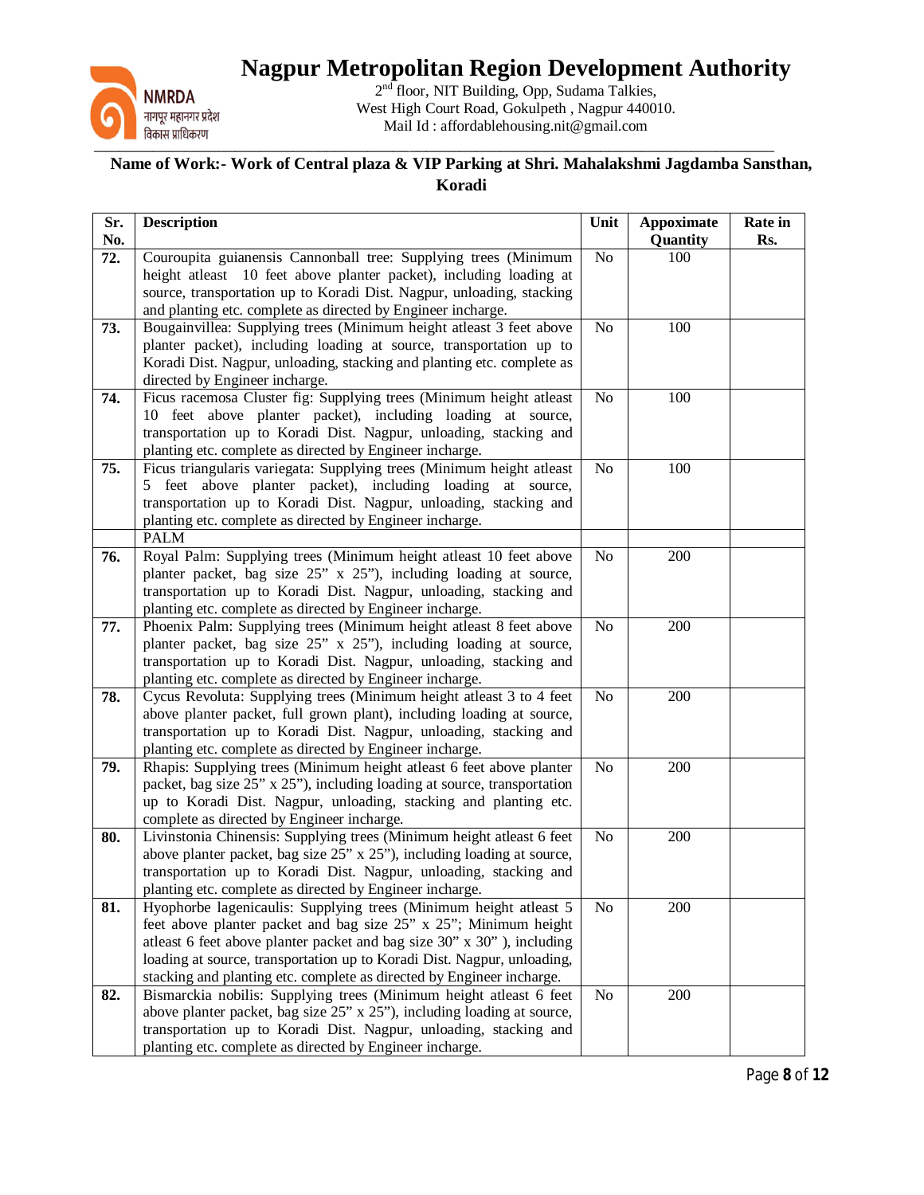# Nagpur Metropolitan Region Development Authority

2nd floor, NIT Building, Opp, Sudama Talkies,
West High Court Road, Gokulpeth , Nagpur 440010.
Mail Id : affordablehousing.nit@gmail.com

**Name of Work:- Work of Central plaza & VIP Parking at Shri. Mahalakshmi Jagdamba Sansthan, Koradi**

| Sr. No. | Description | Unit | Appoximate Quantity | Rate in Rs. |
|---|---|---|---|---|
| **72.** | Couroupita guianensis Cannonball tree: Supplying trees (Minimum height atleast 10 feet above planter packet), including loading at source, transportation up to Koradi Dist. Nagpur, unloading, stacking and planting etc. complete as directed by Engineer incharge. | No | 100 | |
| **73.** | Bougainvillea: Supplying trees (Minimum height atleast 3 feet above planter packet), including loading at source, transportation up to Koradi Dist. Nagpur, unloading, stacking and planting etc. complete as directed by Engineer incharge. | No | 100 | |
| **74.** | Ficus racemosa Cluster fig: Supplying trees (Minimum height atleast 10 feet above planter packet), including loading at source, transportation up to Koradi Dist. Nagpur, unloading, stacking and planting etc. complete as directed by Engineer incharge. | No | 100 | |
| **75.** | Ficus triangularis variegata: Supplying trees (Minimum height atleast 5 feet above planter packet), including loading at source, transportation up to Koradi Dist. Nagpur, unloading, stacking and planting etc. complete as directed by Engineer incharge. | No | 100 | |
| | PALM | | | |
| **76.** | Royal Palm: Supplying trees (Minimum height atleast 10 feet above planter packet, bag size 25" x 25"), including loading at source, transportation up to Koradi Dist. Nagpur, unloading, stacking and planting etc. complete as directed by Engineer incharge. | No | 200 | |
| **77.** | Phoenix Palm: Supplying trees (Minimum height atleast 8 feet above planter packet, bag size 25" x 25"), including loading at source, transportation up to Koradi Dist. Nagpur, unloading, stacking and planting etc. complete as directed by Engineer incharge. | No | 200 | |
| **78.** | Cycus Revoluta: Supplying trees (Minimum height atleast 3 to 4 feet above planter packet, full grown plant), including loading at source, transportation up to Koradi Dist. Nagpur, unloading, stacking and planting etc. complete as directed by Engineer incharge. | No | 200 | |
| **79.** | Rhapis: Supplying trees (Minimum height atleast 6 feet above planter packet, bag size 25" x 25"), including loading at source, transportation up to Koradi Dist. Nagpur, unloading, stacking and planting etc. complete as directed by Engineer incharge. | No | 200 | |
| **80.** | Livinstonia Chinensis: Supplying trees (Minimum height atleast 6 feet above planter packet, bag size 25" x 25"), including loading at source, transportation up to Koradi Dist. Nagpur, unloading, stacking and planting etc. complete as directed by Engineer incharge. | No | 200 | |
| **81.** | Hyophorbe lagenicaulis: Supplying trees (Minimum height atleast 5 feet above planter packet and bag size 25" x 25"; Minimum height atleast 6 feet above planter packet and bag size 30" x 30" ), including loading at source, transportation up to Koradi Dist. Nagpur, unloading, stacking and planting etc. complete as directed by Engineer incharge. | No | 200 | |
| **82.** | Bismarckia nobilis: Supplying trees (Minimum height atleast 6 feet above planter packet, bag size 25" x 25"), including loading at source, transportation up to Koradi Dist. Nagpur, unloading, stacking and planting etc. complete as directed by Engineer incharge. | No | 200 | |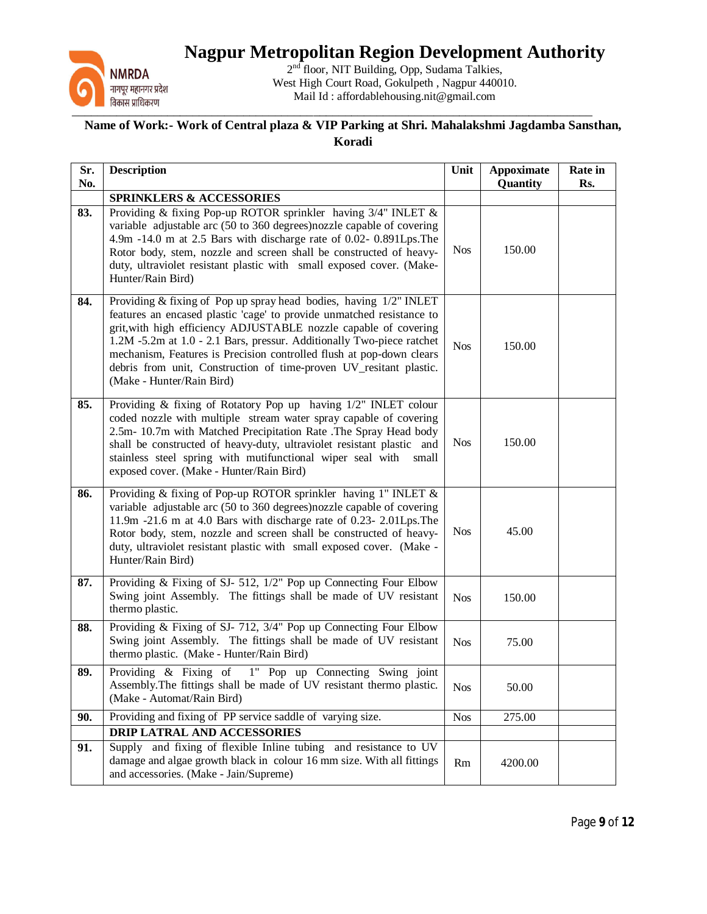# Nagpur Metropolitan Region Development Authority

2nd floor, NIT Building, Opp, Sudama Talkies,
West High Court Road, Gokulpeth , Nagpur 440010.
Mail Id : affordablehousing.nit@gmail.com

**Name of Work:- Work of Central plaza & VIP Parking at Shri. Mahalakshmi Jagdamba Sansthan, Koradi**

| Sr. No. | Description | Unit | Appoximate Quantity | Rate in Rs. |
|---|---|---|---|---|
| | **SPRINKLERS & ACCESSORIES** | | | |
| **83.** | Providing & fixing Pop-up ROTOR sprinkler having 3/4" INLET & variable adjustable arc (50 to 360 degrees)nozzle capable of covering 4.9m -14.0 m at 2.5 Bars with discharge rate of 0.02- 0.891Lps.The Rotor body, stem, nozzle and screen shall be constructed of heavy-duty, ultraviolet resistant plastic with small exposed cover. (Make-Hunter/Rain Bird) | Nos | 150.00 | |
| **84.** | Providing & fixing of Pop up spray head bodies, having 1/2" INLET features an encased plastic 'cage' to provide unmatched resistance to grit,with high efficiency ADJUSTABLE nozzle capable of covering 1.2M -5.2m at 1.0 - 2.1 Bars, pressur. Additionally Two-piece ratchet mechanism, Features is Precision controlled flush at pop-down clears debris from unit, Construction of time-proven UV_resitant plastic. (Make - Hunter/Rain Bird) | Nos | 150.00 | |
| **85.** | Providing & fixing of Rotatory Pop up having 1/2" INLET colour coded nozzle with multiple stream water spray capable of covering 2.5m- 10.7m with Matched Precipitation Rate .The Spray Head body shall be constructed of heavy-duty, ultraviolet resistant plastic and stainless steel spring with mutifunctional wiper seal with small exposed cover. (Make - Hunter/Rain Bird) | Nos | 150.00 | |
| **86.** | Providing & fixing of Pop-up ROTOR sprinkler having 1" INLET & variable adjustable arc (50 to 360 degrees)nozzle capable of covering 11.9m -21.6 m at 4.0 Bars with discharge rate of 0.23- 2.01Lps.The Rotor body, stem, nozzle and screen shall be constructed of heavy-duty, ultraviolet resistant plastic with small exposed cover. (Make - Hunter/Rain Bird) | Nos | 45.00 | |
| **87.** | Providing & Fixing of SJ- 512, 1/2" Pop up Connecting Four Elbow Swing joint Assembly. The fittings shall be made of UV resistant thermo plastic. | Nos | 150.00 | |
| **88.** | Providing & Fixing of SJ- 712, 3/4" Pop up Connecting Four Elbow Swing joint Assembly. The fittings shall be made of UV resistant thermo plastic. (Make - Hunter/Rain Bird) | Nos | 75.00 | |
| **89.** | Providing & Fixing of 1" Pop up Connecting Swing joint Assembly.The fittings shall be made of UV resistant thermo plastic. (Make - Automat/Rain Bird) | Nos | 50.00 | |
| **90.** | Providing and fixing of PP service saddle of varying size. | Nos | 275.00 | |
| | **DRIP LATRAL AND ACCESSORIES** | | | |
| **91.** | Supply and fixing of flexible Inline tubing and resistance to UV damage and algae growth black in colour 16 mm size. With all fittings and accessories. (Make - Jain/Supreme) | Rm | 4200.00 | |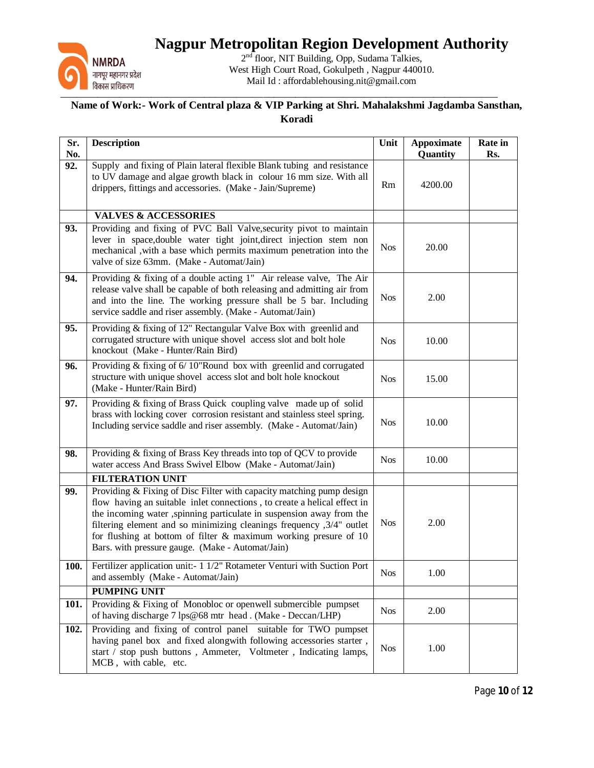# Nagpur Metropolitan Region Development Authority

2nd floor, NIT Building, Opp, Sudama Talkies,
West High Court Road, Gokulpeth , Nagpur 440010.
Mail Id : affordablehousing.nit@gmail.com

**Name of Work:- Work of Central plaza & VIP Parking at Shri. Mahalakshmi Jagdamba Sansthan, Koradi**

| Sr. No. | Description | Unit | Appoximate Quantity | Rate in Rs. |
|---|---|---|---|---|
| **92.** | Supply and fixing of Plain lateral flexible Blank tubing and resistance to UV damage and algae growth black in colour 16 mm size. With all drippers, fittings and accessories. (Make - Jain/Supreme) | Rm | 4200.00 | |
| | **VALVES & ACCESSORIES** | | | |
| **93.** | Providing and fixing of PVC Ball Valve,security pivot to maintain lever in space,double water tight joint,direct injection stem non mechanical ,with a base which permits maximum penetration into the valve of size 63mm. (Make - Automat/Jain) | Nos | 20.00 | |
| **94.** | Providing & fixing of a double acting 1" Air release valve, The Air release valve shall be capable of both releasing and admitting air from and into the line. The working pressure shall be 5 bar. Including service saddle and riser assembly. (Make - Automat/Jain) | Nos | 2.00 | |
| **95.** | Providing & fixing of 12" Rectangular Valve Box with greenlid and corrugated structure with unique shovel access slot and bolt hole knockout (Make - Hunter/Rain Bird) | Nos | 10.00 | |
| **96.** | Providing & fixing of 6/ 10"Round box with greenlid and corrugated structure with unique shovel access slot and bolt hole knockout (Make - Hunter/Rain Bird) | Nos | 15.00 | |
| **97.** | Providing & fixing of Brass Quick coupling valve made up of solid brass with locking cover corrosion resistant and stainless steel spring. Including service saddle and riser assembly. (Make - Automat/Jain) | Nos | 10.00 | |
| **98.** | Providing & fixing of Brass Key threads into top of QCV to provide water access And Brass Swivel Elbow (Make - Automat/Jain) | Nos | 10.00 | |
| | **FILTERATION UNIT** | | | |
| **99.** | Providing & Fixing of Disc Filter with capacity matching pump design flow having an suitable inlet connections , to create a helical effect in the incoming water ,spinning particulate in suspension away from the filtering element and so minimizing cleanings frequency ,3/4" outlet for flushing at bottom of filter & maximum working presure of 10 Bars. with pressure gauge. (Make - Automat/Jain) | Nos | 2.00 | |
| **100.** | Fertilizer application unit:- 1 1/2" Rotameter Venturi with Suction Port and assembly (Make - Automat/Jain) | Nos | 1.00 | |
| | **PUMPING UNIT** | | | |
| **101.** | Providing & Fixing of Monobloc or openwell submercible pumpset of having discharge 7 lps@68 mtr head . (Make - Deccan/LHP) | Nos | 2.00 | |
| **102.** | Providing and fixing of control panel suitable for TWO pumpset having panel box and fixed alongwith following accessories starter , start / stop push buttons , Ammeter, Voltmeter , Indicating lamps, MCB , with cable, etc. | Nos | 1.00 | |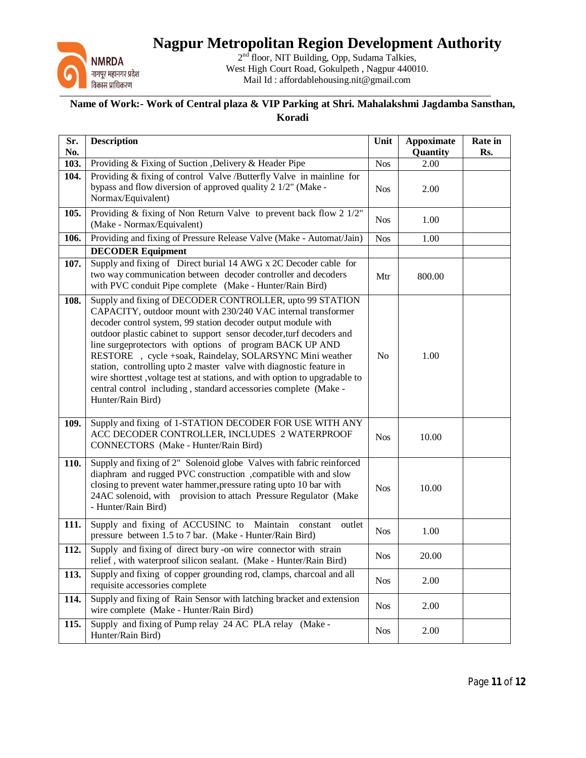# Nagpur Metropolitan Region Development Authority

2nd floor, NIT Building, Opp, Sudama Talkies,
West High Court Road, Gokulpeth , Nagpur 440010.
Mail Id : affordablehousing.nit@gmail.com

**Name of Work:- Work of Central plaza & VIP Parking at Shri. Mahalakshmi Jagdamba Sansthan, Koradi**

| Sr. No. | Description | Unit | Appoximate Quantity | Rate in Rs. |
|---|---|---|---|---|
| 103. | Providing & Fixing of Suction ,Delivery & Header Pipe | Nos | 2.00 | |
| 104. | Providing & fixing of control Valve /Butterfly Valve in mainline for bypass and flow diversion of approved quality 2 1/2" (Make - Normax/Equivalent) | Nos | 2.00 | |
| 105. | Providing & fixing of Non Return Valve to prevent back flow 2 1/2" (Make - Normax/Equivalent) | Nos | 1.00 | |
| 106. | Providing and fixing of Pressure Release Valve (Make - Automat/Jain) | Nos | 1.00 | |
| | **DECODER Equipment** | | | |
| 107. | Supply and fixing of Direct burial 14 AWG x 2C Decoder cable for two way communication between decoder controller and decoders with PVC conduit Pipe complete (Make - Hunter/Rain Bird) | Mtr | 800.00 | |
| 108. | Supply and fixing of DECODER CONTROLLER, upto 99 STATION CAPACITY, outdoor mount with 230/240 VAC internal transformer decoder control system, 99 station decoder output module with outdoor plastic cabinet to support sensor decoder,turf decoders and line surgeprotectors with options of program BACK UP AND RESTORE , cycle +soak, Raindelay, SOLARSYNC Mini weather station, controlling upto 2 master valve with diagnostic feature in wire shorttest ,voltage test at stations, and with option to upgradable to central control including , standard accessories complete (Make - Hunter/Rain Bird) | No | 1.00 | |
| 109. | Supply and fixing of 1-STATION DECODER FOR USE WITH ANY ACC DECODER CONTROLLER, INCLUDES 2 WATERPROOF CONNECTORS (Make - Hunter/Rain Bird) | Nos | 10.00 | |
| 110. | Supply and fixing of 2" Solenoid globe Valves with fabric reinforced diaphram and rugged PVC construction ,compatible with and slow closing to prevent water hammer,pressure rating upto 10 bar with 24AC solenoid, with provision to attach Pressure Regulator (Make - Hunter/Rain Bird) | Nos | 10.00 | |
| 111. | Supply and fixing of ACCUSINC to Maintain constant outlet pressure between 1.5 to 7 bar. (Make - Hunter/Rain Bird) | Nos | 1.00 | |
| 112. | Supply and fixing of direct bury -on wire connector with strain relief , with waterproof silicon sealant. (Make - Hunter/Rain Bird) | Nos | 20.00 | |
| 113. | Supply and fixing of copper grounding rod, clamps, charcoal and all requisite accessories complete | Nos | 2.00 | |
| 114. | Supply and fixing of Rain Sensor with latching bracket and extension wire complete (Make - Hunter/Rain Bird) | Nos | 2.00 | |
| 115. | Supply and fixing of Pump relay 24 AC PLA relay (Make - Hunter/Rain Bird) | Nos | 2.00 | |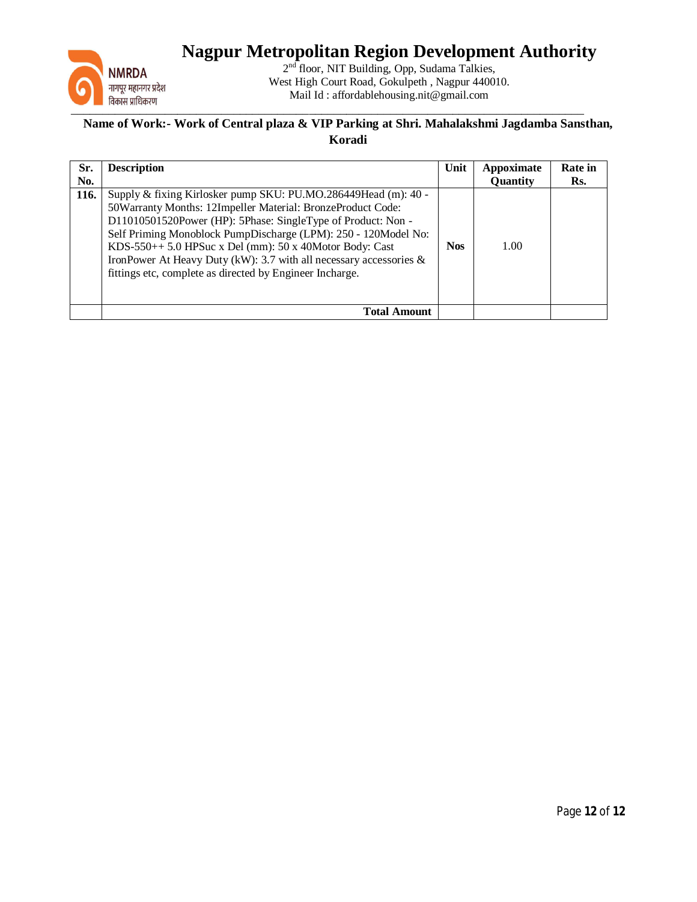# Nagpur Metropolitan Region Development Authority

2nd floor, NIT Building, Opp, Sudama Talkies,
West High Court Road, Gokulpeth , Nagpur 440010.
Mail Id : affordablehousing.nit@gmail.com

**Name of Work:- Work of Central plaza & VIP Parking at Shri. Mahalakshmi Jagdamba Sansthan, Koradi**

| Sr. No. | Description | Unit | Appoximate Quantity | Rate in Rs. |
|---|---|---|---|---|
| **116.** | Supply & fixing Kirlosker pump SKU: PU.MO.286449Head (m): 40 - 50Warranty Months: 12Impeller Material: BronzeProduct Code: D11010501520Power (HP): 5Phase: SingleType of Product: Non - Self Priming Monoblock PumpDischarge (LPM): 250 - 120Model No: KDS-550++ 5.0 HPSuc x Del (mm): 50 x 40Motor Body: Cast IronPower At Heavy Duty (kW): 3.7 with all necessary accessories & fittings etc, complete as directed by Engineer Incharge. | **Nos** | 1.00 | |
| | **Total Amount** | | | |